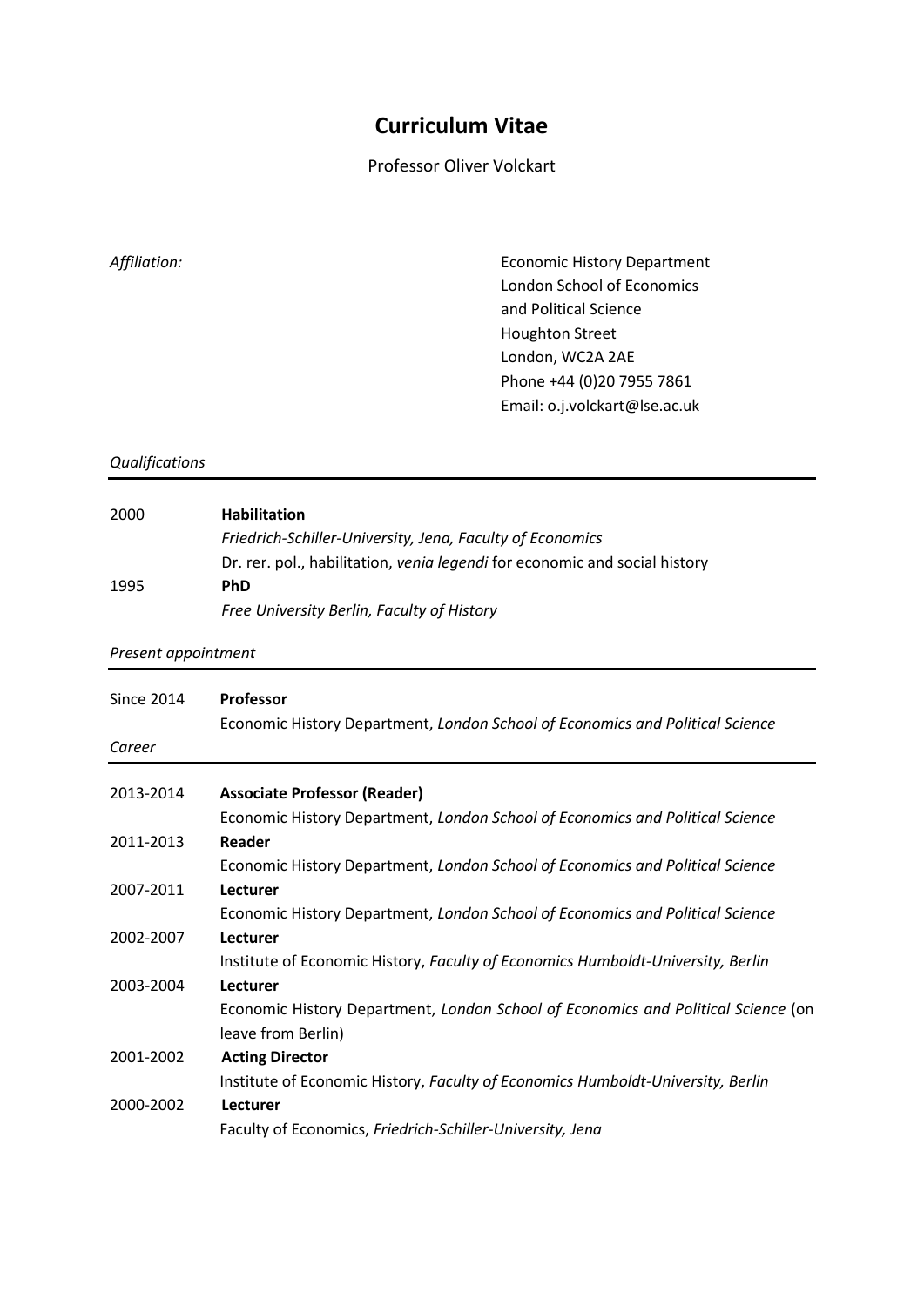# Curriculum Vitae

Professor Oliver Volckart

*Affiliation:*

Economic History Department
London School of Economics
and Political Science
Houghton Street
London, WC2A 2AE
Phone +44 (0)20 7955 7861
Email: o.j.volckart@lse.ac.uk

## *Qualifications*

| | |
|---|---|
| 2000 | **Habilitation**<br>*Friedrich-Schiller-University, Jena, Faculty of Economics*<br>Dr. rer. pol., habilitation, *venia legendi* for economic and social history |
| 1995 | **PhD**<br>*Free University Berlin, Faculty of History* |

## *Present appointment*

| | |
|---|---|
| Since 2014 | **Professor**<br>Economic History Department, *London School of Economics and Political Science* |

## *Career*

| | |
|---|---|
| 2013-2014 | **Associate Professor (Reader)**<br>Economic History Department, *London School of Economics and Political Science* |
| 2011-2013 | **Reader**<br>Economic History Department, *London School of Economics and Political Science* |
| 2007-2011 | **Lecturer**<br>Economic History Department, *London School of Economics and Political Science* |
| 2002-2007 | **Lecturer**<br>Institute of Economic History, *Faculty of Economics Humboldt-University, Berlin* |
| 2003-2004 | **Lecturer**<br>Economic History Department, *London School of Economics and Political Science* (on leave from Berlin) |
| 2001-2002 | **Acting Director**<br>Institute of Economic History, *Faculty of Economics Humboldt-University, Berlin* |
| 2000-2002 | **Lecturer**<br>Faculty of Economics, *Friedrich-Schiller-University, Jena* |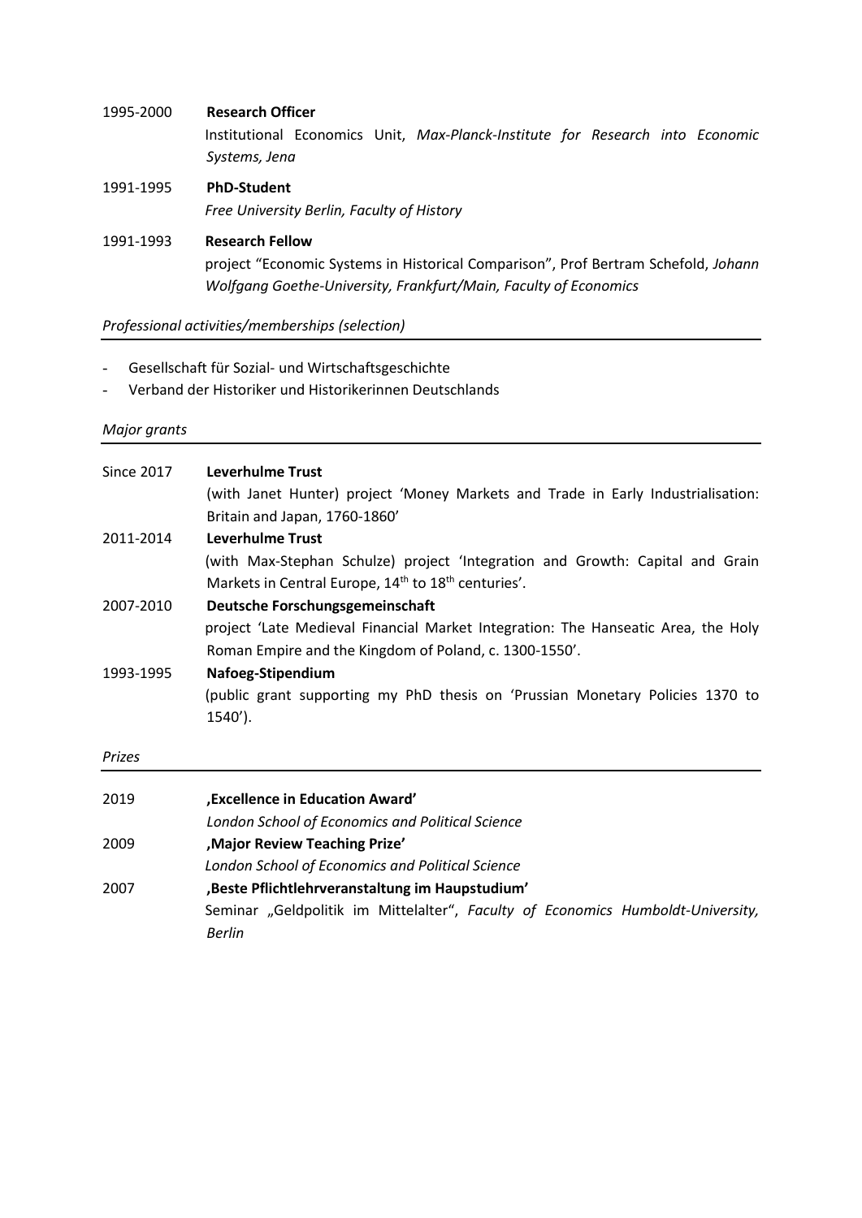1995-2000 **Research Officer**
Institutional Economics Unit, *Max-Planck-Institute for Research into Economic Systems, Jena*

1991-1995 **PhD-Student**
*Free University Berlin, Faculty of History*

1991-1993 **Research Fellow**
project "Economic Systems in Historical Comparison", Prof Bertram Schefold, *Johann Wolfgang Goethe-University, Frankfurt/Main, Faculty of Economics*

*Professional activities/memberships (selection)*

- Gesellschaft für Sozial- und Wirtschaftsgeschichte
- Verband der Historiker und Historikerinnen Deutschlands

*Major grants*

Since 2017 **Leverhulme Trust**
(with Janet Hunter) project 'Money Markets and Trade in Early Industrialisation: Britain and Japan, 1760-1860'

2011-2014 **Leverhulme Trust**
(with Max-Stephan Schulze) project 'Integration and Growth: Capital and Grain Markets in Central Europe, 14th to 18th centuries'.

2007-2010 **Deutsche Forschungsgemeinschaft**
project 'Late Medieval Financial Market Integration: The Hanseatic Area, the Holy Roman Empire and the Kingdom of Poland, c. 1300-1550'.

1993-1995 **Nafoeg-Stipendium**
(public grant supporting my PhD thesis on 'Prussian Monetary Policies 1370 to 1540').

*Prizes*

2019 **‚Excellence in Education Award'**
*London School of Economics and Political Science*

2009 **‚Major Review Teaching Prize'**
*London School of Economics and Political Science*

2007 **‚Beste Pflichtlehrveranstaltung im Haupstudium'**
Seminar „Geldpolitik im Mittelalter", *Faculty of Economics Humboldt-University, Berlin*